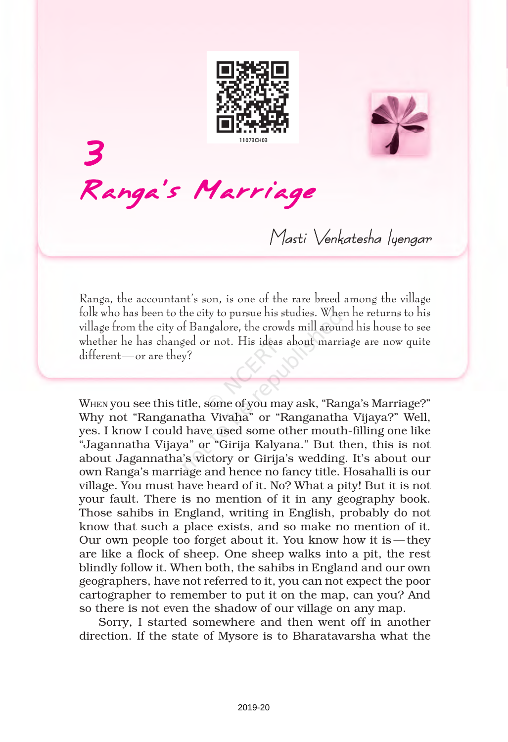# 3
# Ranga's Marriage

*Masti Venkatesha Iyengar*

*Ranga, the accountant's son, is one of the rare breed among the village folk who has been to the city to pursue his studies. When he returns to his village from the city of Bangalore, the crowds mill around his house to see whether he has changed or not. His ideas about marriage are now quite different—or are they?*

WHEN you see this title, some of you may ask, "Ranga's Marriage?" Why not "Ranganatha Vivaha" or "Ranganatha Vijaya?" Well, yes. I know I could have used some other mouth-filling one like "Jagannatha Vijaya" or "Girija Kalyana." But then, this is not about Jagannatha's victory or Girija's wedding. It's about our own Ranga's marriage and hence no fancy title. Hosahalli is our village. You must have heard of it. No? What a pity! But it is not your fault. There is no mention of it in any geography book. Those sahibs in England, writing in English, probably do not know that such a place exists, and so make no mention of it. Our own people too forget about it. You know how it is—they are like a flock of sheep. One sheep walks into a pit, the rest blindly follow it. When both, the sahibs in England and our own geographers, have not referred to it, you can not expect the poor cartographer to remember to put it on the map, can you? And so there is not even the shadow of our village on any map.

Sorry, I started somewhere and then went off in another direction. If the state of Mysore is to Bharatavarsha what the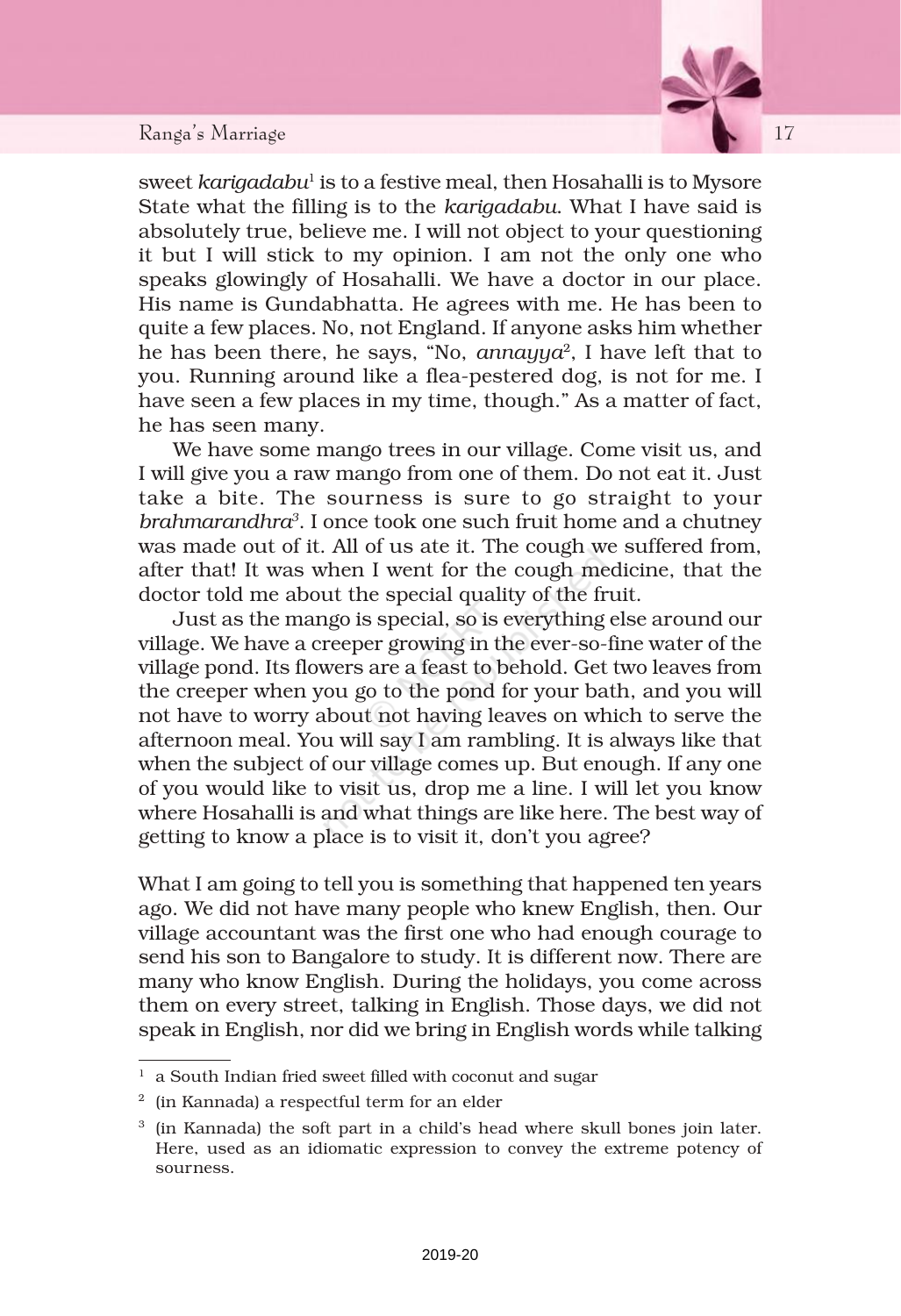sweet *karigadabu*[1] is to a festive meal, then Hosahalli is to Mysore State what the filling is to the *karigadabu*. What I have said is absolutely true, believe me. I will not object to your questioning it but I will stick to my opinion. I am not the only one who speaks glowingly of Hosahalli. We have a doctor in our place. His name is Gundabhatta. He agrees with me. He has been to quite a few places. No, not England. If anyone asks him whether he has been there, he says, "No, *annayya*[2], I have left that to you. Running around like a flea-pestered dog, is not for me. I have seen a few places in my time, though." As a matter of fact, he has seen many.

We have some mango trees in our village. Come visit us, and I will give you a raw mango from one of them. Do not eat it. Just take a bite. The sourness is sure to go straight to your *brahmarandhra*[3]. I once took one such fruit home and a chutney was made out of it. All of us ate it. The cough we suffered from, after that! It was when I went for the cough medicine, that the doctor told me about the special quality of the fruit.

Just as the mango is special, so is everything else around our village. We have a creeper growing in the ever-so-fine water of the village pond. Its flowers are a feast to behold. Get two leaves from the creeper when you go to the pond for your bath, and you will not have to worry about not having leaves on which to serve the afternoon meal. You will say I am rambling. It is always like that when the subject of our village comes up. But enough. If any one of you would like to visit us, drop me a line. I will let you know where Hosahalli is and what things are like here. The best way of getting to know a place is to visit it, don't you agree?

What I am going to tell you is something that happened ten years ago. We did not have many people who knew English, then. Our village accountant was the first one who had enough courage to send his son to Bangalore to study. It is different now. There are many who know English. During the holidays, you come across them on every street, talking in English. Those days, we did not speak in English, nor did we bring in English words while talking

---

[1] a South Indian fried sweet filled with coconut and sugar

[2] (in Kannada) a respectful term for an elder

[3] (in Kannada) the soft part in a child's head where skull bones join later. Here, used as an idiomatic expression to convey the extreme potency of sourness.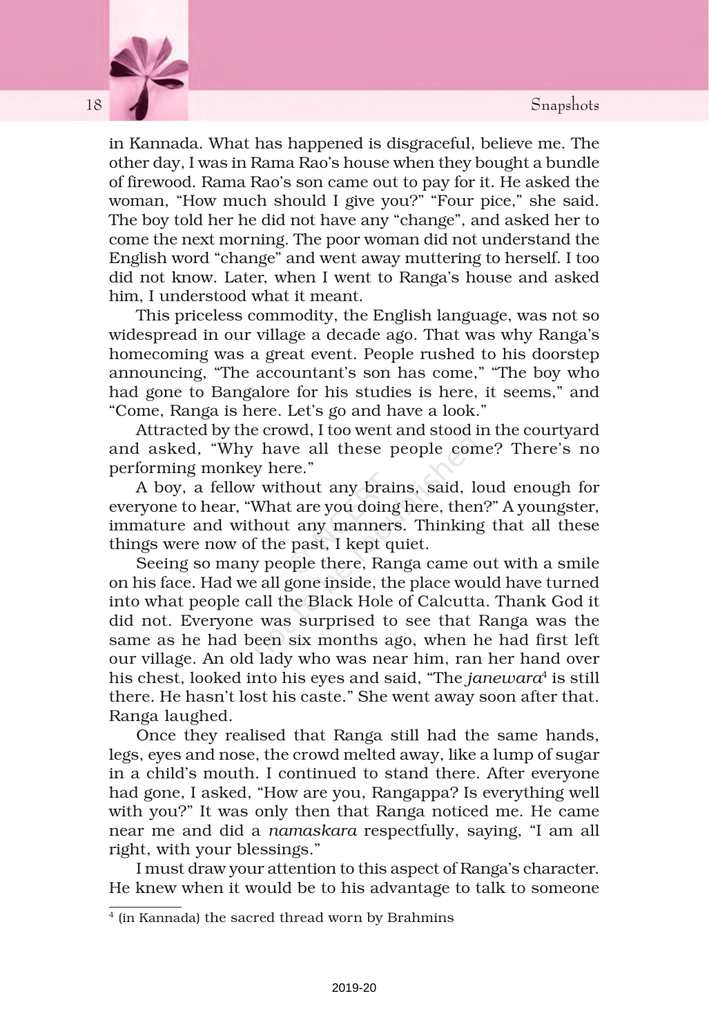in Kannada. What has happened is disgraceful, believe me. The other day, I was in Rama Rao's house when they bought a bundle of firewood. Rama Rao's son came out to pay for it. He asked the woman, "How much should I give you?" "Four pice," she said. The boy told her he did not have any "change", and asked her to come the next morning. The poor woman did not understand the English word "change" and went away muttering to herself. I too did not know. Later, when I went to Ranga's house and asked him, I understood what it meant.

This priceless commodity, the English language, was not so widespread in our village a decade ago. That was why Ranga's homecoming was a great event. People rushed to his doorstep announcing, "The accountant's son has come," "The boy who had gone to Bangalore for his studies is here, it seems," and "Come, Ranga is here. Let's go and have a look."

Attracted by the crowd, I too went and stood in the courtyard and asked, "Why have all these people come? There's no performing monkey here."

A boy, a fellow without any brains, said, loud enough for everyone to hear, "What are you doing here, then?" A youngster, immature and without any manners. Thinking that all these things were now of the past, I kept quiet.

Seeing so many people there, Ranga came out with a smile on his face. Had we all gone inside, the place would have turned into what people call the Black Hole of Calcutta. Thank God it did not. Everyone was surprised to see that Ranga was the same as he had been six months ago, when he had first left our village. An old lady who was near him, ran her hand over his chest, looked into his eyes and said, "The *janewara*[4] is still there. He hasn't lost his caste." She went away soon after that. Ranga laughed.

Once they realised that Ranga still had the same hands, legs, eyes and nose, the crowd melted away, like a lump of sugar in a child's mouth. I continued to stand there. After everyone had gone, I asked, "How are you, Rangappa? Is everything well with you?" It was only then that Ranga noticed me. He came near me and did a *namaskara* respectfully, saying, "I am all right, with your blessings."

I must draw your attention to this aspect of Ranga's character. He knew when it would be to his advantage to talk to someone

---

[4] (in Kannada) the sacred thread worn by Brahmins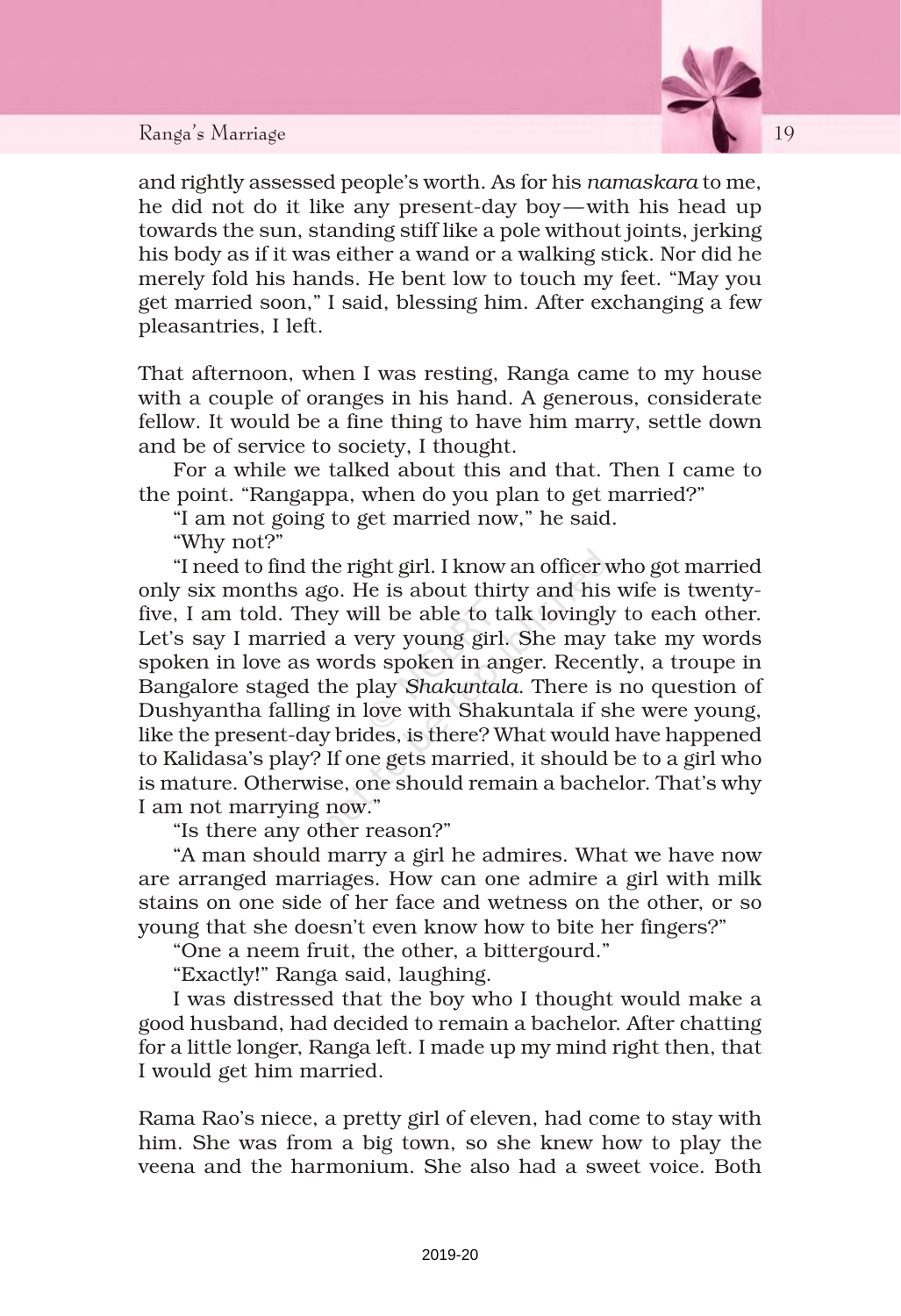and rightly assessed people's worth. As for his *namaskara* to me, he did not do it like any present-day boy—with his head up towards the sun, standing stiff like a pole without joints, jerking his body as if it was either a wand or a walking stick. Nor did he merely fold his hands. He bent low to touch my feet. "May you get married soon," I said, blessing him. After exchanging a few pleasantries, I left.

That afternoon, when I was resting, Ranga came to my house with a couple of oranges in his hand. A generous, considerate fellow. It would be a fine thing to have him marry, settle down and be of service to society, I thought.

For a while we talked about this and that. Then I came to the point. "Rangappa, when do you plan to get married?"

"I am not going to get married now," he said.

"Why not?"

"I need to find the right girl. I know an officer who got married only six months ago. He is about thirty and his wife is twenty-five, I am told. They will be able to talk lovingly to each other. Let's say I married a very young girl. She may take my words spoken in love as words spoken in anger. Recently, a troupe in Bangalore staged the play *Shakuntala*. There is no question of Dushyantha falling in love with Shakuntala if she were young, like the present-day brides, is there? What would have happened to Kalidasa's play? If one gets married, it should be to a girl who is mature. Otherwise, one should remain a bachelor. That's why I am not marrying now."

"Is there any other reason?"

"A man should marry a girl he admires. What we have now are arranged marriages. How can one admire a girl with milk stains on one side of her face and wetness on the other, or so young that she doesn't even know how to bite her fingers?"

"One a neem fruit, the other, a bittergourd."

"Exactly!" Ranga said, laughing.

I was distressed that the boy who I thought would make a good husband, had decided to remain a bachelor. After chatting for a little longer, Ranga left. I made up my mind right then, that I would get him married.

Rama Rao's niece, a pretty girl of eleven, had come to stay with him. She was from a big town, so she knew how to play the veena and the harmonium. She also had a sweet voice. Both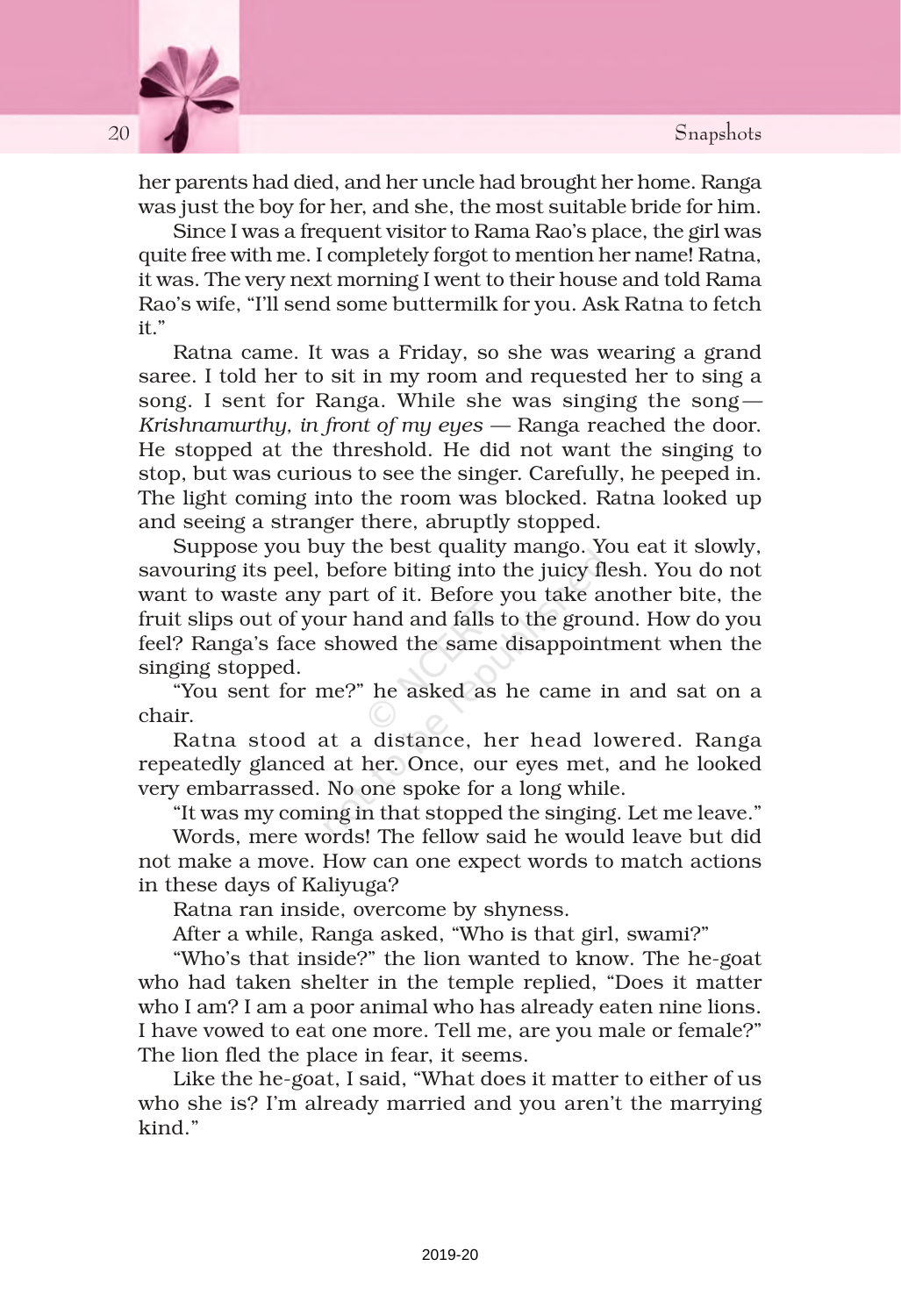her parents had died, and her uncle had brought her home. Ranga was just the boy for her, and she, the most suitable bride for him.

Since I was a frequent visitor to Rama Rao's place, the girl was quite free with me. I completely forgot to mention her name! Ratna, it was. The very next morning I went to their house and told Rama Rao's wife, "I'll send some buttermilk for you. Ask Ratna to fetch it."

Ratna came. It was a Friday, so she was wearing a grand saree. I told her to sit in my room and requested her to sing a song. I sent for Ranga. While she was singing the song— *Krishnamurthy, in front of my eyes* — Ranga reached the door. He stopped at the threshold. He did not want the singing to stop, but was curious to see the singer. Carefully, he peeped in. The light coming into the room was blocked. Ratna looked up and seeing a stranger there, abruptly stopped.

Suppose you buy the best quality mango. You eat it slowly, savouring its peel, before biting into the juicy flesh. You do not want to waste any part of it. Before you take another bite, the fruit slips out of your hand and falls to the ground. How do you feel? Ranga's face showed the same disappointment when the singing stopped.

"You sent for me?" he asked as he came in and sat on a chair.

Ratna stood at a distance, her head lowered. Ranga repeatedly glanced at her. Once, our eyes met, and he looked very embarrassed. No one spoke for a long while.

"It was my coming in that stopped the singing. Let me leave."

Words, mere words! The fellow said he would leave but did not make a move. How can one expect words to match actions in these days of Kaliyuga?

Ratna ran inside, overcome by shyness.

After a while, Ranga asked, "Who is that girl, swami?"

"Who's that inside?" the lion wanted to know. The he-goat who had taken shelter in the temple replied, "Does it matter who I am? I am a poor animal who has already eaten nine lions. I have vowed to eat one more. Tell me, are you male or female?" The lion fled the place in fear, it seems.

Like the he-goat, I said, "What does it matter to either of us who she is? I'm already married and you aren't the marrying kind."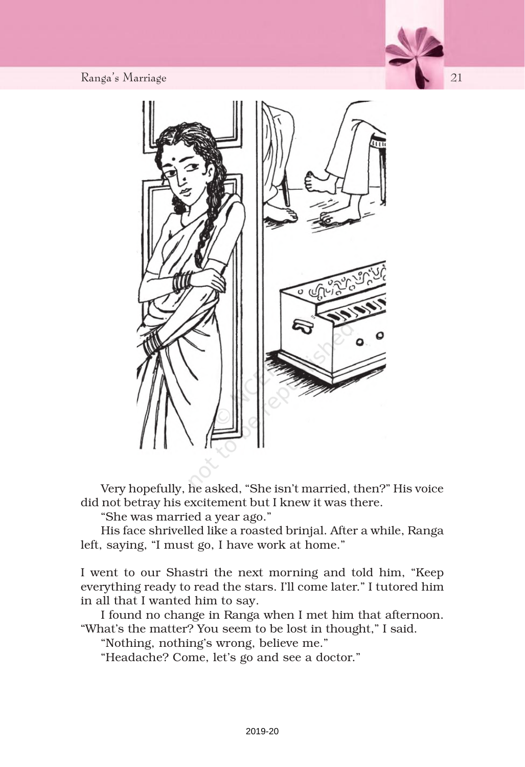Very hopefully, he asked, "She isn't married, then?" His voice did not betray his excitement but I knew it was there.

"She was married a year ago."

His face shrivelled like a roasted brinjal. After a while, Ranga left, saying, "I must go, I have work at home."

I went to our Shastri the next morning and told him, "Keep everything ready to read the stars. I'll come later." I tutored him in all that I wanted him to say.

I found no change in Ranga when I met him that afternoon. "What's the matter? You seem to be lost in thought," I said.

"Nothing, nothing's wrong, believe me."

"Headache? Come, let's go and see a doctor."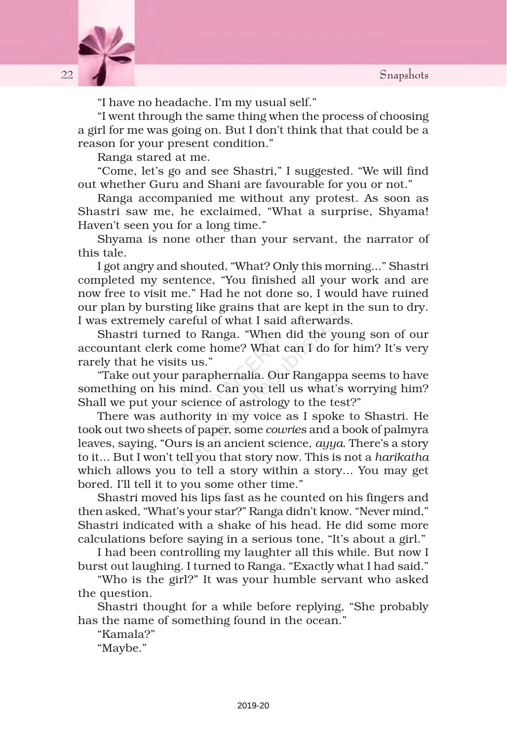"I have no headache. I'm my usual self."

"I went through the same thing when the process of choosing a girl for me was going on. But I don't think that that could be a reason for your present condition."

Ranga stared at me.

"Come, let's go and see Shastri," I suggested. "We will find out whether Guru and Shani are favourable for you or not."

Ranga accompanied me without any protest. As soon as Shastri saw me, he exclaimed, "What a surprise, Shyama! Haven't seen you for a long time."

Shyama is none other than your servant, the narrator of this tale.

I got angry and shouted, "What? Only this morning..." Shastri completed my sentence, "You finished all your work and are now free to visit me." Had he not done so, I would have ruined our plan by bursting like grains that are kept in the sun to dry. I was extremely careful of what I said afterwards.

Shastri turned to Ranga. "When did the young son of our accountant clerk come home? What can I do for him? It's very rarely that he visits us."

"Take out your paraphernalia. Our Rangappa seems to have something on his mind. Can you tell us what's worrying him? Shall we put your science of astrology to the test?"

There was authority in my voice as I spoke to Shastri. He took out two sheets of paper, some *cowries* and a book of palmyra leaves, saying, "Ours is an ancient science, *ayya*. There's a story to it... But I won't tell you that story now. This is not a *harikatha* which allows you to tell a story within a story... You may get bored. I'll tell it to you some other time."

Shastri moved his lips fast as he counted on his fingers and then asked, "What's your star?" Ranga didn't know. "Never mind," Shastri indicated with a shake of his head. He did some more calculations before saying in a serious tone, "It's about a girl."

I had been controlling my laughter all this while. But now I burst out laughing. I turned to Ranga. "Exactly what I had said."

"Who is the girl?" It was your humble servant who asked the question.

Shastri thought for a while before replying, "She probably has the name of something found in the ocean."

"Kamala?"

"Maybe."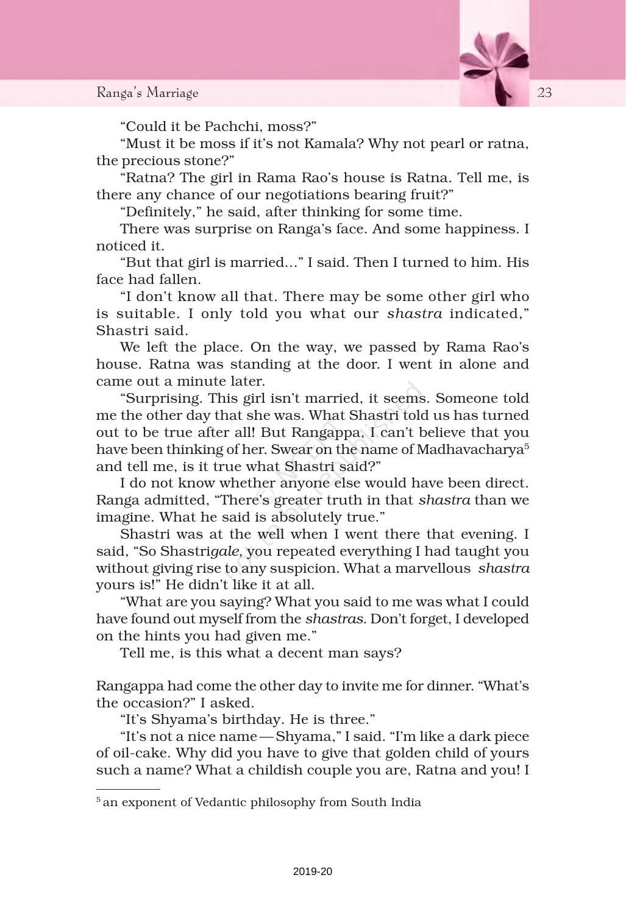"Could it be Pachchi, moss?"

"Must it be moss if it's not Kamala? Why not pearl or ratna, the precious stone?"

"Ratna? The girl in Rama Rao's house is Ratna. Tell me, is there any chance of our negotiations bearing fruit?"

"Definitely," he said, after thinking for some time.

There was surprise on Ranga's face. And some happiness. I noticed it.

"But that girl is married..." I said. Then I turned to him. His face had fallen.

"I don't know all that. There may be some other girl who is suitable. I only told you what our *shastra* indicated," Shastri said.

We left the place. On the way, we passed by Rama Rao's house. Ratna was standing at the door. I went in alone and came out a minute later.

"Surprising. This girl isn't married, it seems. Someone told me the other day that she was. What Shastri told us has turned out to be true after all! But Rangappa, I can't believe that you have been thinking of her. Swear on the name of Madhavacharya[5] and tell me, is it true what Shastri said?"

I do not know whether anyone else would have been direct. Ranga admitted, "There's greater truth in that *shastra* than we imagine. What he said is absolutely true."

Shastri was at the well when I went there that evening. I said, "So Shastri*gale*, you repeated everything I had taught you without giving rise to any suspicion. What a marvellous *shastra* yours is!" He didn't like it at all.

"What are you saying? What you said to me was what I could have found out myself from the *shastras*. Don't forget, I developed on the hints you had given me."

Tell me, is this what a decent man says?

Rangappa had come the other day to invite me for dinner. "What's the occasion?" I asked.

"It's Shyama's birthday. He is three."

"It's not a nice name — Shyama," I said. "I'm like a dark piece of oil-cake. Why did you have to give that golden child of yours such a name? What a childish couple you are, Ratna and you! I

---

[5] an exponent of Vedantic philosophy from South India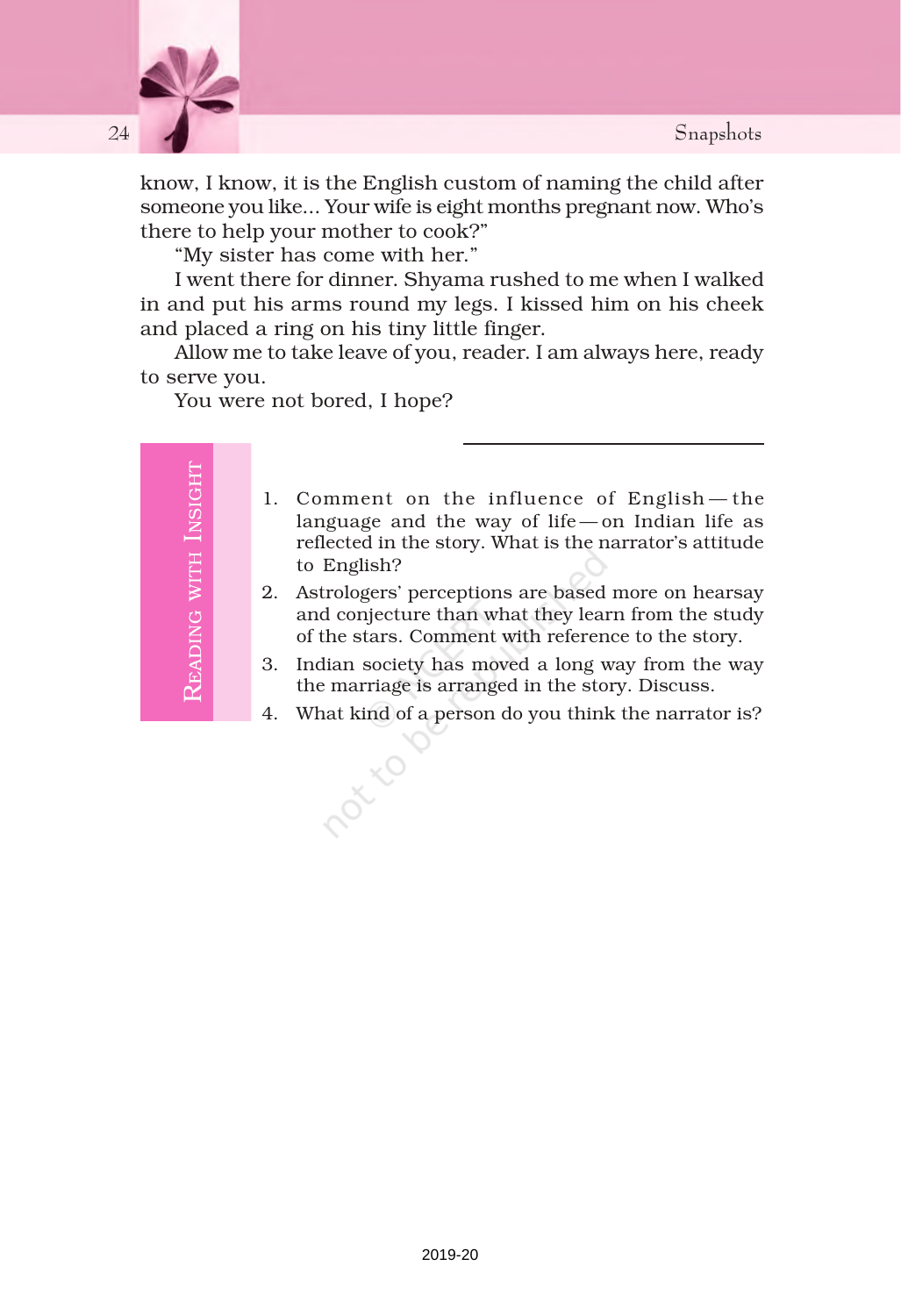know, I know, it is the English custom of naming the child after someone you like... Your wife is eight months pregnant now. Who's there to help your mother to cook?"

"My sister has come with her."

I went there for dinner. Shyama rushed to me when I walked in and put his arms round my legs. I kissed him on his cheek and placed a ring on his tiny little finger.

Allow me to take leave of you, reader. I am always here, ready to serve you.

You were not bored, I hope?

---

## Reading with Insight

1. Comment on the influence of English — the language and the way of life — on Indian life as reflected in the story. What is the narrator's attitude to English?
2. Astrologers' perceptions are based more on hearsay and conjecture than what they learn from the study of the stars. Comment with reference to the story.
3. Indian society has moved a long way from the way the marriage is arranged in the story. Discuss.
4. What kind of a person do you think the narrator is?